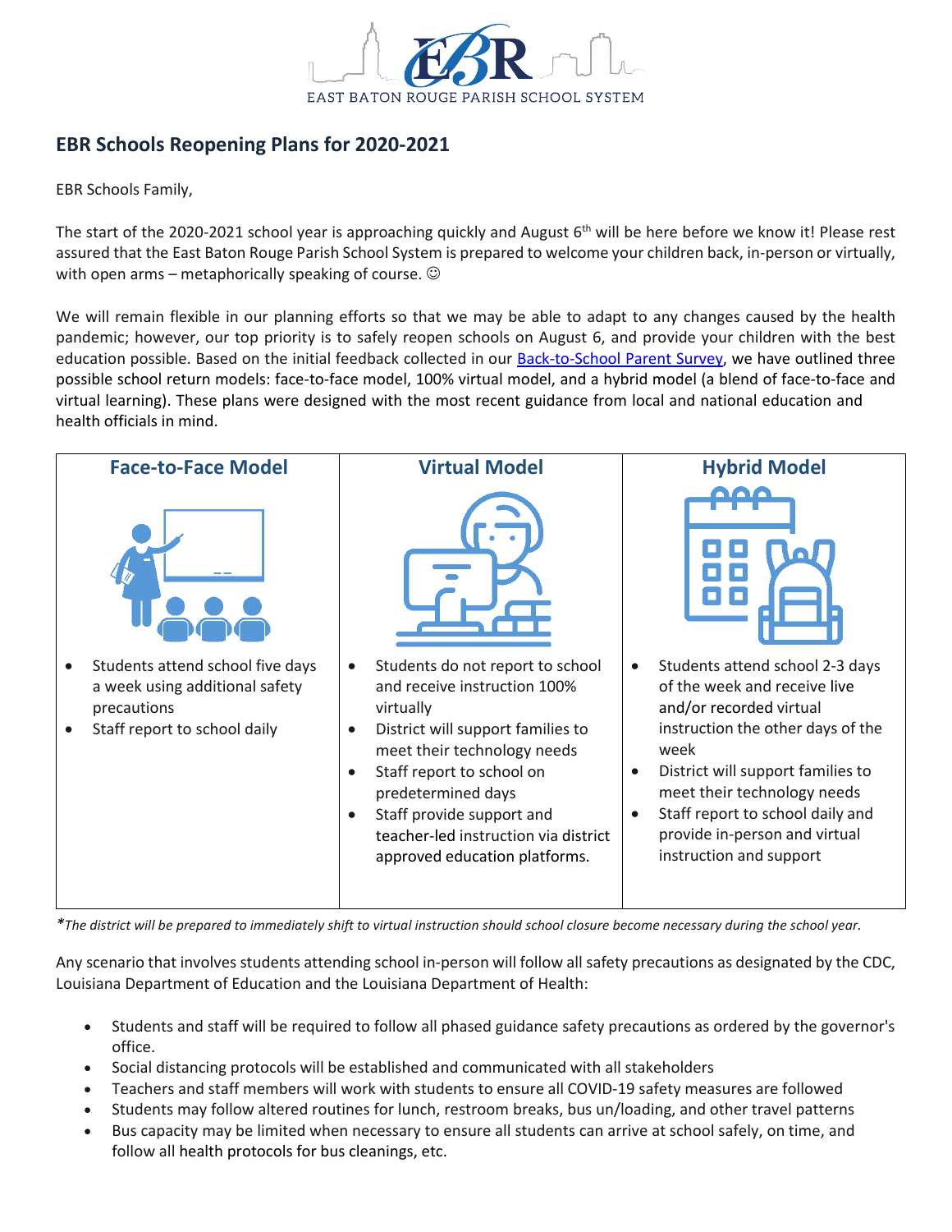EAST BATON ROUGE PARISH SCHOOL SYSTEM

## EBR Schools Reopening Plans for 2020-2021

EBR Schools Family,

The start of the 2020-2021 school year is approaching quickly and August 6th will be here before we know it! Please rest assured that the East Baton Rouge Parish School System is prepared to welcome your children back, in-person or virtually, with open arms – metaphorically speaking of course. ☺

We will remain flexible in our planning efforts so that we may be able to adapt to any changes caused by the health pandemic; however, our top priority is to safely reopen schools on August 6, and provide your children with the best education possible. Based on the initial feedback collected in our Back-to-School Parent Survey, we have outlined three possible school return models: face-to-face model, 100% virtual model, and a hybrid model (a blend of face-to-face and virtual learning). These plans were designed with the most recent guidance from local and national education and health officials in mind.

| Face-to-Face Model | Virtual Model | Hybrid Model |
| --- | --- | --- |
| • Students attend school five days a week using additional safety precautions<br>• Staff report to school daily | • Students do not report to school and receive instruction 100% virtually<br>• District will support families to meet their technology needs<br>• Staff report to school on predetermined days<br>• Staff provide support and teacher-led instruction via district approved education platforms. | • Students attend school 2-3 days of the week and receive live and/or recorded virtual instruction the other days of the week<br>• District will support families to meet their technology needs<br>• Staff report to school daily and provide in-person and virtual instruction and support |

*\*The district will be prepared to immediately shift to virtual instruction should school closure become necessary during the school year.*

Any scenario that involves students attending school in-person will follow all safety precautions as designated by the CDC, Louisiana Department of Education and the Louisiana Department of Health:

- Students and staff will be required to follow all phased guidance safety precautions as ordered by the governor's office.
- Social distancing protocols will be established and communicated with all stakeholders
- Teachers and staff members will work with students to ensure all COVID-19 safety measures are followed
- Students may follow altered routines for lunch, restroom breaks, bus un/loading, and other travel patterns
- Bus capacity may be limited when necessary to ensure all students can arrive at school safely, on time, and follow all health protocols for bus cleanings, etc.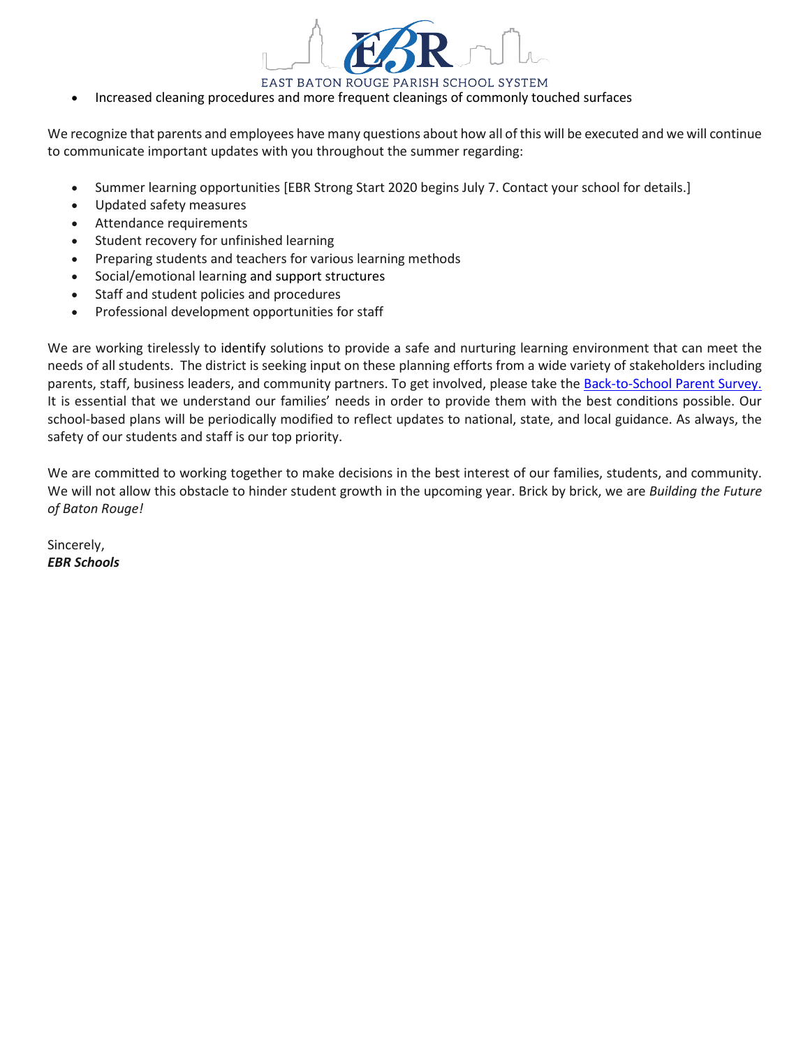- Increased cleaning procedures and more frequent cleanings of commonly touched surfaces

We recognize that parents and employees have many questions about how all of this will be executed and we will continue to communicate important updates with you throughout the summer regarding:

- Summer learning opportunities [EBR Strong Start 2020 begins July 7. Contact your school for details.]
- Updated safety measures
- Attendance requirements
- Student recovery for unfinished learning
- Preparing students and teachers for various learning methods
- Social/emotional learning and support structures
- Staff and student policies and procedures
- Professional development opportunities for staff

We are working tirelessly to identify solutions to provide a safe and nurturing learning environment that can meet the needs of all students. The district is seeking input on these planning efforts from a wide variety of stakeholders including parents, staff, business leaders, and community partners. To get involved, please take the Back-to-School Parent Survey. It is essential that we understand our families' needs in order to provide them with the best conditions possible. Our school-based plans will be periodically modified to reflect updates to national, state, and local guidance. As always, the safety of our students and staff is our top priority.

We are committed to working together to make decisions in the best interest of our families, students, and community. We will not allow this obstacle to hinder student growth in the upcoming year. Brick by brick, we are *Building the Future of Baton Rouge!*

Sincerely,
***EBR Schools***